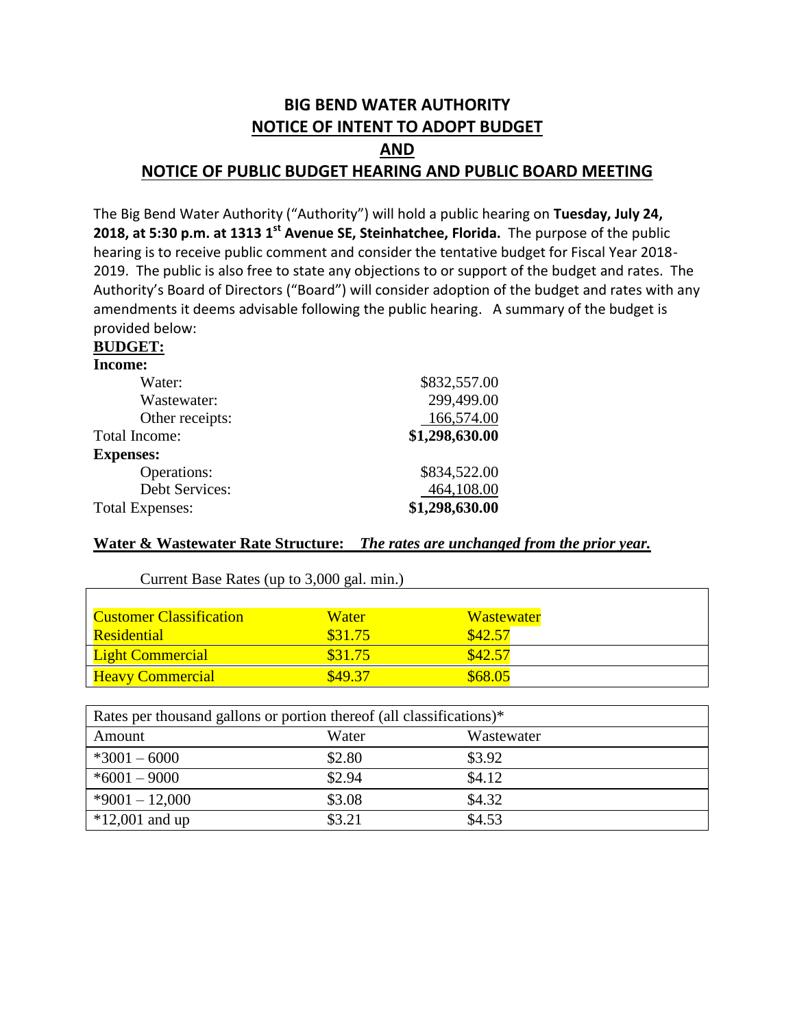# BIG BEND WATER AUTHORITY

## NOTICE OF INTENT TO ADOPT BUDGET

## AND

## NOTICE OF PUBLIC BUDGET HEARING AND PUBLIC BOARD MEETING

The Big Bend Water Authority ("Authority") will hold a public hearing on **Tuesday, July 24, 2018, at 5:30 p.m. at 1313 1st Avenue SE, Steinhatchee, Florida.** The purpose of the public hearing is to receive public comment and consider the tentative budget for Fiscal Year 2018-2019. The public is also free to state any objections to or support of the budget and rates. The Authority's Board of Directors ("Board") will consider adoption of the budget and rates with any amendments it deems advisable following the public hearing. A summary of the budget is provided below:

**BUDGET:**

| | |
|---|---|
| **Income:** | |
| Water: | $832,557.00 |
| Wastewater: | 299,499.00 |
| Other receipts: | 166,574.00 |
| Total Income: | **$1,298,630.00** |
| **Expenses:** | |
| Operations: | $834,522.00 |
| Debt Services: | 464,108.00 |
| Total Expenses: | **$1,298,630.00** |

**Water & Wastewater Rate Structure:** ***The rates are unchanged from the prior year.***

Current Base Rates (up to 3,000 gal. min.)

| Customer Classification | Water | Wastewater |
|---|---|---|
| Residential | $31.75 | $42.57 |
| Light Commercial | $31.75 | $42.57 |
| Heavy Commercial | $49.37 | $68.05 |

| Rates per thousand gallons or portion thereof (all classifications)* | | |
|---|---|---|
| Amount | Water | Wastewater |
| *3001 – 6000 | $2.80 | $3.92 |
| *6001 – 9000 | $2.94 | $4.12 |
| *9001 – 12,000 | $3.08 | $4.32 |
| *12,001 and up | $3.21 | $4.53 |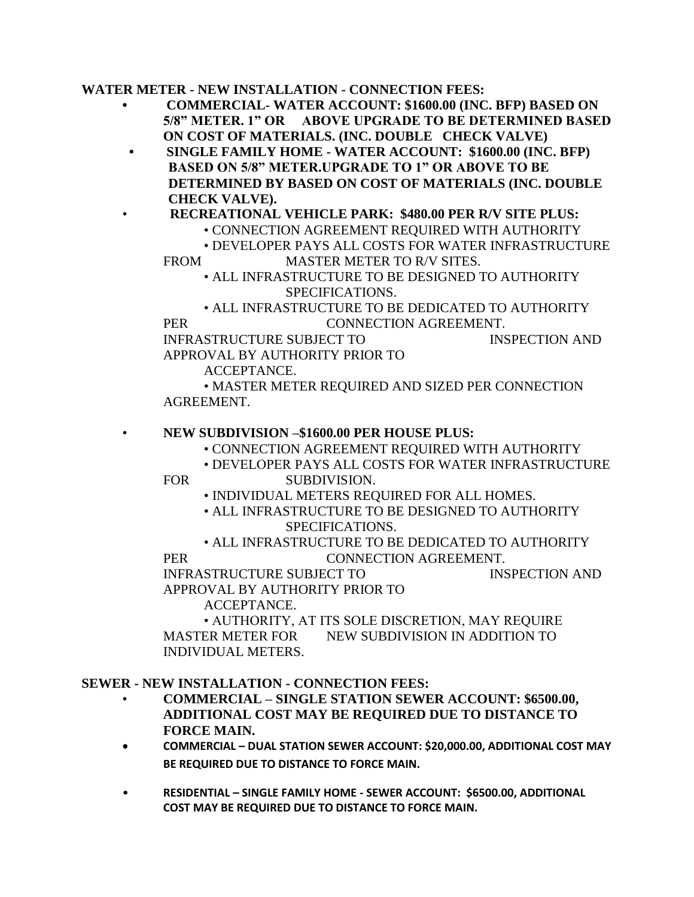**WATER METER - NEW INSTALLATION - CONNECTION FEES:**

- **COMMERCIAL- WATER ACCOUNT: $1600.00 (INC. BFP) BASED ON 5/8" METER. 1" OR ABOVE UPGRADE TO BE DETERMINED BASED ON COST OF MATERIALS. (INC. DOUBLE CHECK VALVE)**
- **SINGLE FAMILY HOME - WATER ACCOUNT: $1600.00 (INC. BFP) BASED ON 5/8" METER.UPGRADE TO 1" OR ABOVE TO BE DETERMINED BY BASED ON COST OF MATERIALS (INC. DOUBLE CHECK VALVE).**
- **RECREATIONAL VEHICLE PARK: $480.00 PER R/V SITE PLUS:**
  - CONNECTION AGREEMENT REQUIRED WITH AUTHORITY
  - DEVELOPER PAYS ALL COSTS FOR WATER INFRASTRUCTURE FROM MASTER METER TO R/V SITES.
  - ALL INFRASTRUCTURE TO BE DESIGNED TO AUTHORITY SPECIFICATIONS.
  - ALL INFRASTRUCTURE TO BE DEDICATED TO AUTHORITY PER CONNECTION AGREEMENT. INFRASTRUCTURE SUBJECT TO INSPECTION AND APPROVAL BY AUTHORITY PRIOR TO ACCEPTANCE.
  - MASTER METER REQUIRED AND SIZED PER CONNECTION AGREEMENT.

- **NEW SUBDIVISION –$1600.00 PER HOUSE PLUS:**
  - CONNECTION AGREEMENT REQUIRED WITH AUTHORITY
  - DEVELOPER PAYS ALL COSTS FOR WATER INFRASTRUCTURE FOR SUBDIVISION.
  - INDIVIDUAL METERS REQUIRED FOR ALL HOMES.
  - ALL INFRASTRUCTURE TO BE DESIGNED TO AUTHORITY SPECIFICATIONS.
  - ALL INFRASTRUCTURE TO BE DEDICATED TO AUTHORITY PER CONNECTION AGREEMENT. INFRASTRUCTURE SUBJECT TO INSPECTION AND APPROVAL BY AUTHORITY PRIOR TO ACCEPTANCE.
  - AUTHORITY, AT ITS SOLE DISCRETION, MAY REQUIRE MASTER METER FOR NEW SUBDIVISION IN ADDITION TO INDIVIDUAL METERS.

**SEWER - NEW INSTALLATION - CONNECTION FEES:**

- **COMMERCIAL – SINGLE STATION SEWER ACCOUNT: $6500.00, ADDITIONAL COST MAY BE REQUIRED DUE TO DISTANCE TO FORCE MAIN.**
- **COMMERCIAL – DUAL STATION SEWER ACCOUNT: $20,000.00, ADDITIONAL COST MAY BE REQUIRED DUE TO DISTANCE TO FORCE MAIN.**
- **RESIDENTIAL – SINGLE FAMILY HOME - SEWER ACCOUNT: $6500.00, ADDITIONAL COST MAY BE REQUIRED DUE TO DISTANCE TO FORCE MAIN.**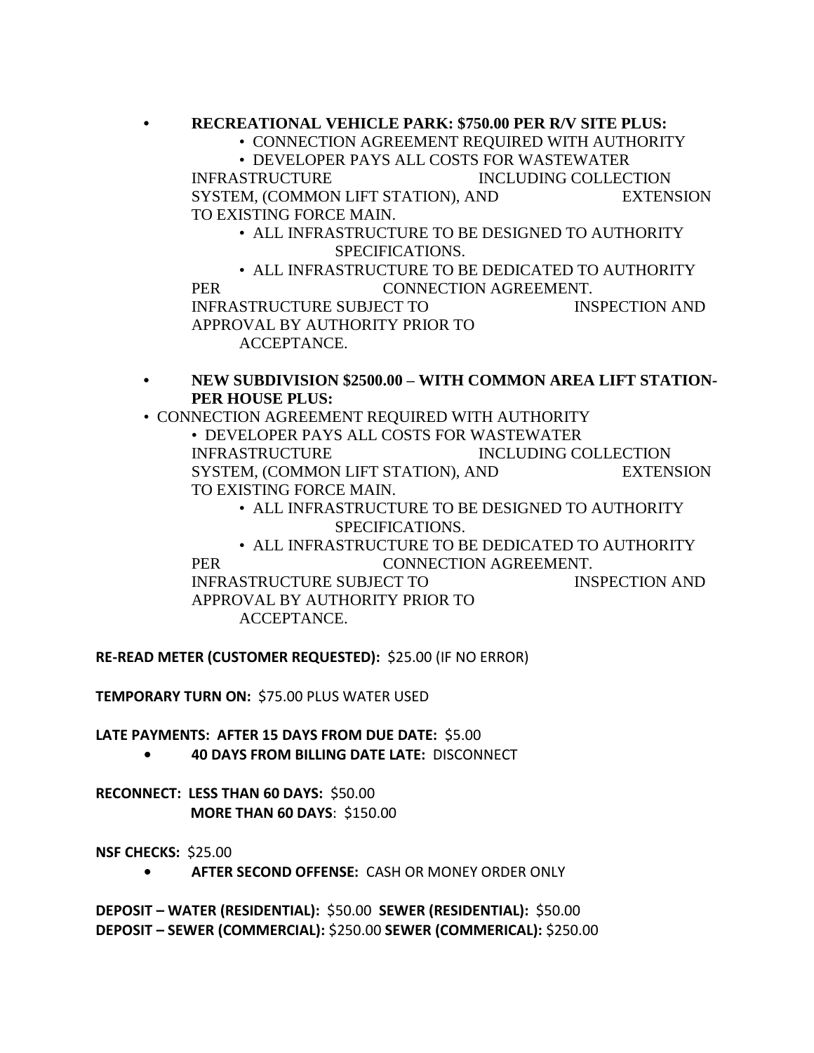- **RECREATIONAL VEHICLE PARK: $750.00 PER R/V SITE PLUS:**
  - CONNECTION AGREEMENT REQUIRED WITH AUTHORITY
  - DEVELOPER PAYS ALL COSTS FOR WASTEWATER INFRASTRUCTURE INCLUDING COLLECTION SYSTEM, (COMMON LIFT STATION), AND EXTENSION TO EXISTING FORCE MAIN.
  - ALL INFRASTRUCTURE TO BE DESIGNED TO AUTHORITY SPECIFICATIONS.
  - ALL INFRASTRUCTURE TO BE DEDICATED TO AUTHORITY PER CONNECTION AGREEMENT. INFRASTRUCTURE SUBJECT TO INSPECTION AND APPROVAL BY AUTHORITY PRIOR TO ACCEPTANCE.

- **NEW SUBDIVISION $2500.00 – WITH COMMON AREA LIFT STATION-PER HOUSE PLUS:**
  - CONNECTION AGREEMENT REQUIRED WITH AUTHORITY
  - DEVELOPER PAYS ALL COSTS FOR WASTEWATER INFRASTRUCTURE INCLUDING COLLECTION SYSTEM, (COMMON LIFT STATION), AND EXTENSION TO EXISTING FORCE MAIN.
  - ALL INFRASTRUCTURE TO BE DESIGNED TO AUTHORITY SPECIFICATIONS.
  - ALL INFRASTRUCTURE TO BE DEDICATED TO AUTHORITY PER CONNECTION AGREEMENT. INFRASTRUCTURE SUBJECT TO INSPECTION AND APPROVAL BY AUTHORITY PRIOR TO ACCEPTANCE.

**RE-READ METER (CUSTOMER REQUESTED):** $25.00 (IF NO ERROR)

**TEMPORARY TURN ON:** $75.00 PLUS WATER USED

**LATE PAYMENTS: AFTER 15 DAYS FROM DUE DATE:** $5.00

- **40 DAYS FROM BILLING DATE LATE:** DISCONNECT

**RECONNECT: LESS THAN 60 DAYS:** $50.00
**MORE THAN 60 DAYS**: $150.00

**NSF CHECKS:** $25.00

- **AFTER SECOND OFFENSE:** CASH OR MONEY ORDER ONLY

**DEPOSIT – WATER (RESIDENTIAL):** $50.00 **SEWER (RESIDENTIAL):** $50.00
**DEPOSIT – SEWER (COMMERCIAL):** $250.00 **SEWER (COMMERICAL):** $250.00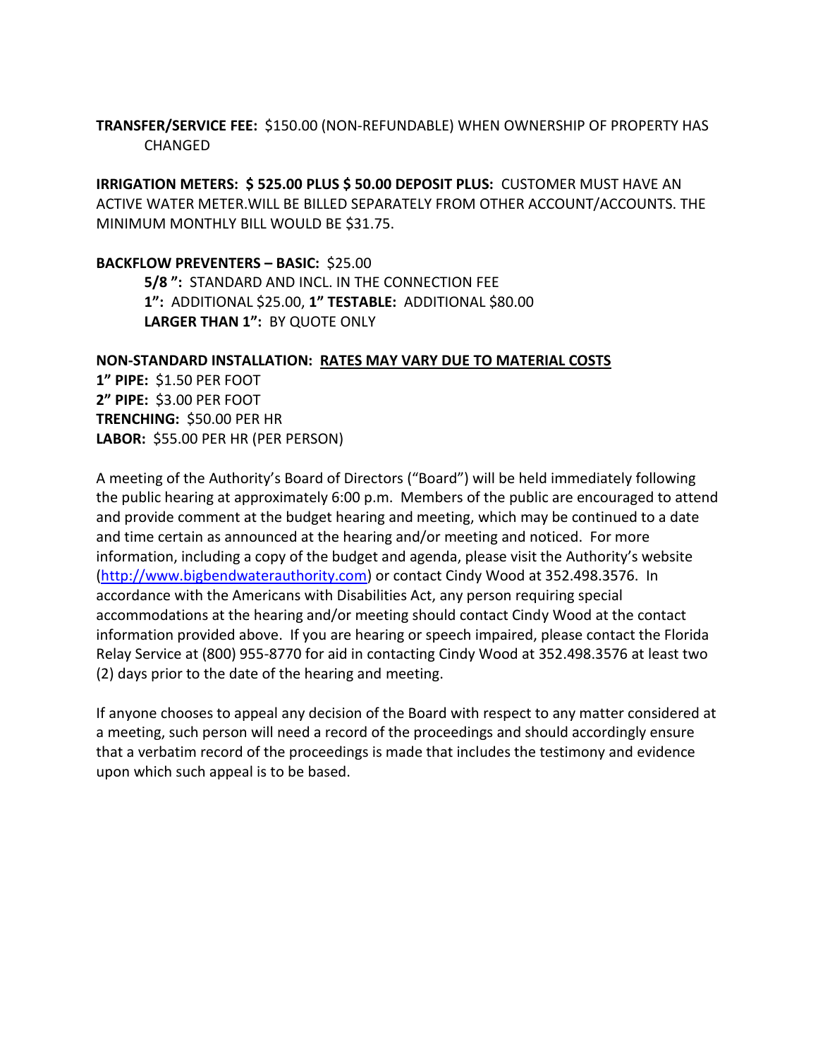**TRANSFER/SERVICE FEE:** $150.00 (NON-REFUNDABLE) WHEN OWNERSHIP OF PROPERTY HAS CHANGED

**IRRIGATION METERS: $ 525.00 PLUS $ 50.00 DEPOSIT PLUS:** CUSTOMER MUST HAVE AN ACTIVE WATER METER.WILL BE BILLED SEPARATELY FROM OTHER ACCOUNT/ACCOUNTS. THE MINIMUM MONTHLY BILL WOULD BE $31.75.

**BACKFLOW PREVENTERS – BASIC:** $25.00

**5/8 ":** STANDARD AND INCL. IN THE CONNECTION FEE
**1":** ADDITIONAL $25.00, **1" TESTABLE:** ADDITIONAL $80.00
**LARGER THAN 1":** BY QUOTE ONLY

**NON-STANDARD INSTALLATION:** **RATES MAY VARY DUE TO MATERIAL COSTS**

**1" PIPE:** $1.50 PER FOOT
**2" PIPE:** $3.00 PER FOOT
**TRENCHING:** $50.00 PER HR
**LABOR:** $55.00 PER HR (PER PERSON)

A meeting of the Authority's Board of Directors ("Board") will be held immediately following the public hearing at approximately 6:00 p.m. Members of the public are encouraged to attend and provide comment at the budget hearing and meeting, which may be continued to a date and time certain as announced at the hearing and/or meeting and noticed. For more information, including a copy of the budget and agenda, please visit the Authority's website (http://www.bigbendwaterauthority.com) or contact Cindy Wood at 352.498.3576. In accordance with the Americans with Disabilities Act, any person requiring special accommodations at the hearing and/or meeting should contact Cindy Wood at the contact information provided above. If you are hearing or speech impaired, please contact the Florida Relay Service at (800) 955-8770 for aid in contacting Cindy Wood at 352.498.3576 at least two (2) days prior to the date of the hearing and meeting.

If anyone chooses to appeal any decision of the Board with respect to any matter considered at a meeting, such person will need a record of the proceedings and should accordingly ensure that a verbatim record of the proceedings is made that includes the testimony and evidence upon which such appeal is to be based.